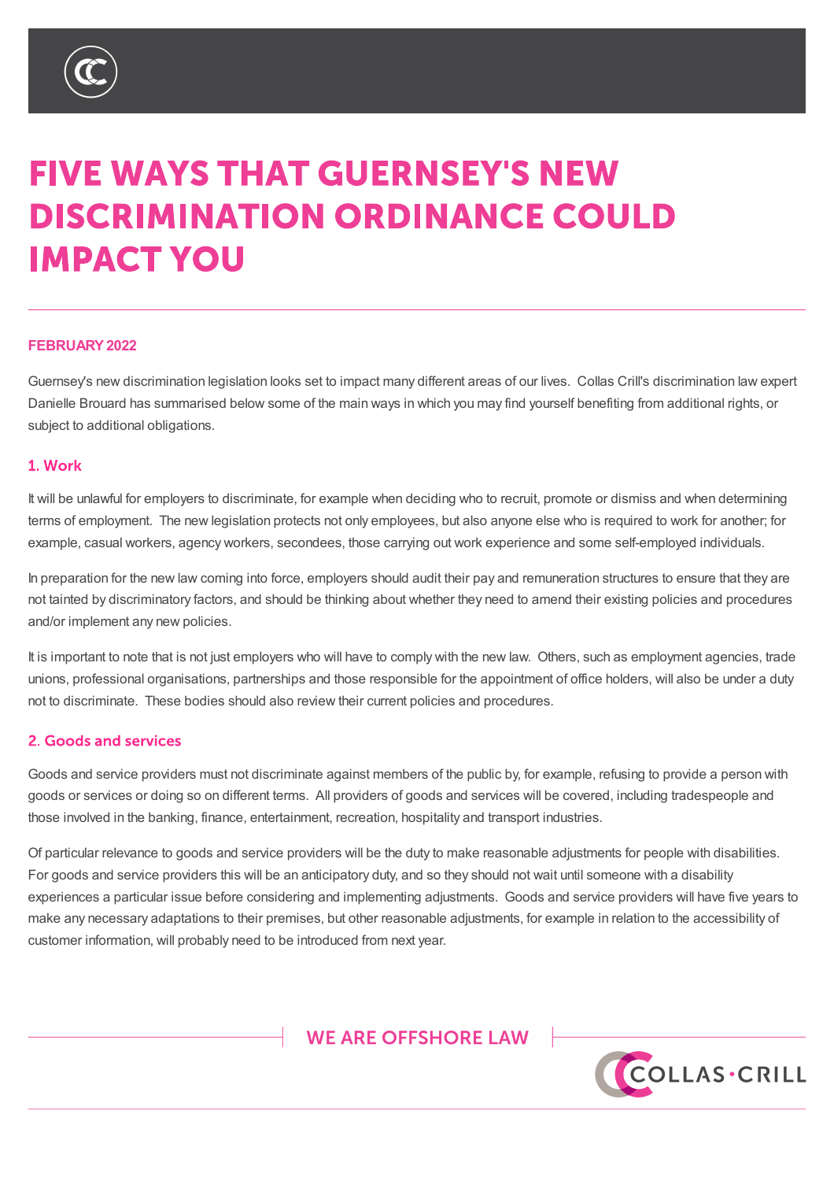# FIVE WAYS THAT GUERNSEY'S NEW DISCRIMINATION ORDINANCE COULD IMPACT YOU

**FEBRUARY 2022**

Guernsey's new discrimination legislation looks set to impact many different areas of our lives. Collas Crill's discrimination law expert Danielle Brouard has summarised below some of the main ways in which you may find yourself benefiting from additional rights, or subject to additional obligations.

## 1. Work

It will be unlawful for employers to discriminate, for example when deciding who to recruit, promote or dismiss and when determining terms of employment. The new legislation protects not only employees, but also anyone else who is required to work for another; for example, casual workers, agency workers, secondees, those carrying out work experience and some self-employed individuals.

In preparation for the new law coming into force, employers should audit their pay and remuneration structures to ensure that they are not tainted by discriminatory factors, and should be thinking about whether they need to amend their existing policies and procedures and/or implement any new policies.

It is important to note that is not just employers who will have to comply with the new law. Others, such as employment agencies, trade unions, professional organisations, partnerships and those responsible for the appointment of office holders, will also be under a duty not to discriminate. These bodies should also review their current policies and procedures.

## 2. Goods and services

Goods and service providers must not discriminate against members of the public by, for example, refusing to provide a person with goods or services or doing so on different terms. All providers of goods and services will be covered, including tradespeople and those involved in the banking, finance, entertainment, recreation, hospitality and transport industries.

Of particular relevance to goods and service providers will be the duty to make reasonable adjustments for people with disabilities. For goods and service providers this will be an anticipatory duty, and so they should not wait until someone with a disability experiences a particular issue before considering and implementing adjustments. Goods and service providers will have five years to make any necessary adaptations to their premises, but other reasonable adjustments, for example in relation to the accessibility of customer information, will probably need to be introduced from next year.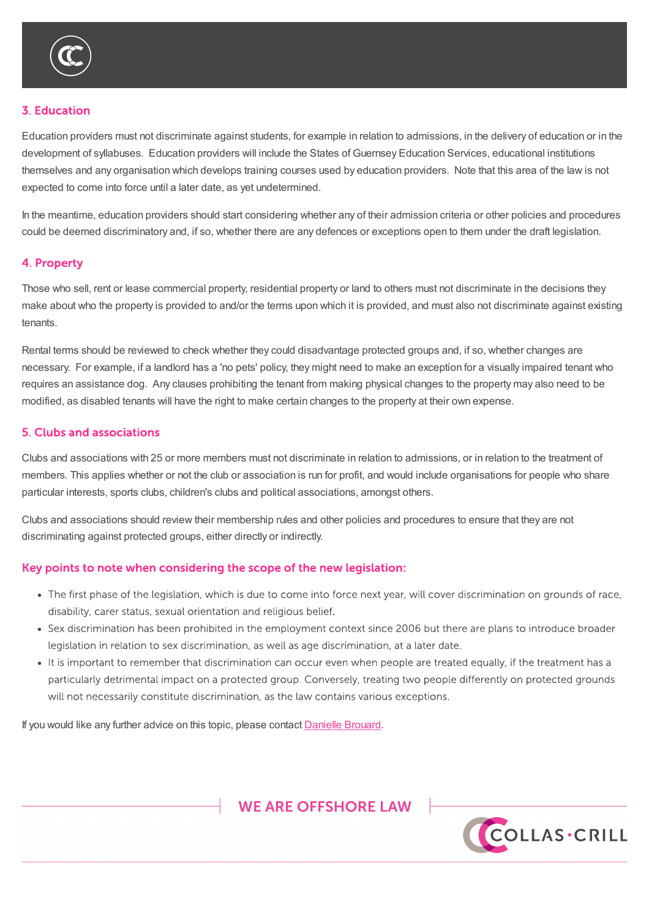## 3. Education

Education providers must not discriminate against students, for example in relation to admissions, in the delivery of education or in the development of syllabuses. Education providers will include the States of Guernsey Education Services, educational institutions themselves and any organisation which develops training courses used by education providers. Note that this area of the law is not expected to come into force until a later date, as yet undetermined.

In the meantime, education providers should start considering whether any of their admission criteria or other policies and procedures could be deemed discriminatory and, if so, whether there are any defences or exceptions open to them under the draft legislation.

## 4. Property

Those who sell, rent or lease commercial property, residential property or land to others must not discriminate in the decisions they make about who the property is provided to and/or the terms upon which it is provided, and must also not discriminate against existing tenants.

Rental terms should be reviewed to check whether they could disadvantage protected groups and, if so, whether changes are necessary. For example, if a landlord has a 'no pets' policy, they might need to make an exception for a visually impaired tenant who requires an assistance dog. Any clauses prohibiting the tenant from making physical changes to the property may also need to be modified, as disabled tenants will have the right to make certain changes to the property at their own expense.

## 5. Clubs and associations

Clubs and associations with 25 or more members must not discriminate in relation to admissions, or in relation to the treatment of members. This applies whether or not the club or association is run for profit, and would include organisations for people who share particular interests, sports clubs, children's clubs and political associations, amongst others.

Clubs and associations should review their membership rules and other policies and procedures to ensure that they are not discriminating against protected groups, either directly or indirectly.

## Key points to note when considering the scope of the new legislation:

- The first phase of the legislation, which is due to come into force next year, will cover discrimination on grounds of race, disability, carer status, sexual orientation and religious belief.
- Sex discrimination has been prohibited in the employment context since 2006 but there are plans to introduce broader legislation in relation to sex discrimination, as well as age discrimination, at a later date.
- It is important to remember that discrimination can occur even when people are treated equally, if the treatment has a particularly detrimental impact on a protected group. Conversely, treating two people differently on protected grounds will not necessarily constitute discrimination, as the law contains various exceptions.

If you would like any further advice on this topic, please contact Danielle Brouard.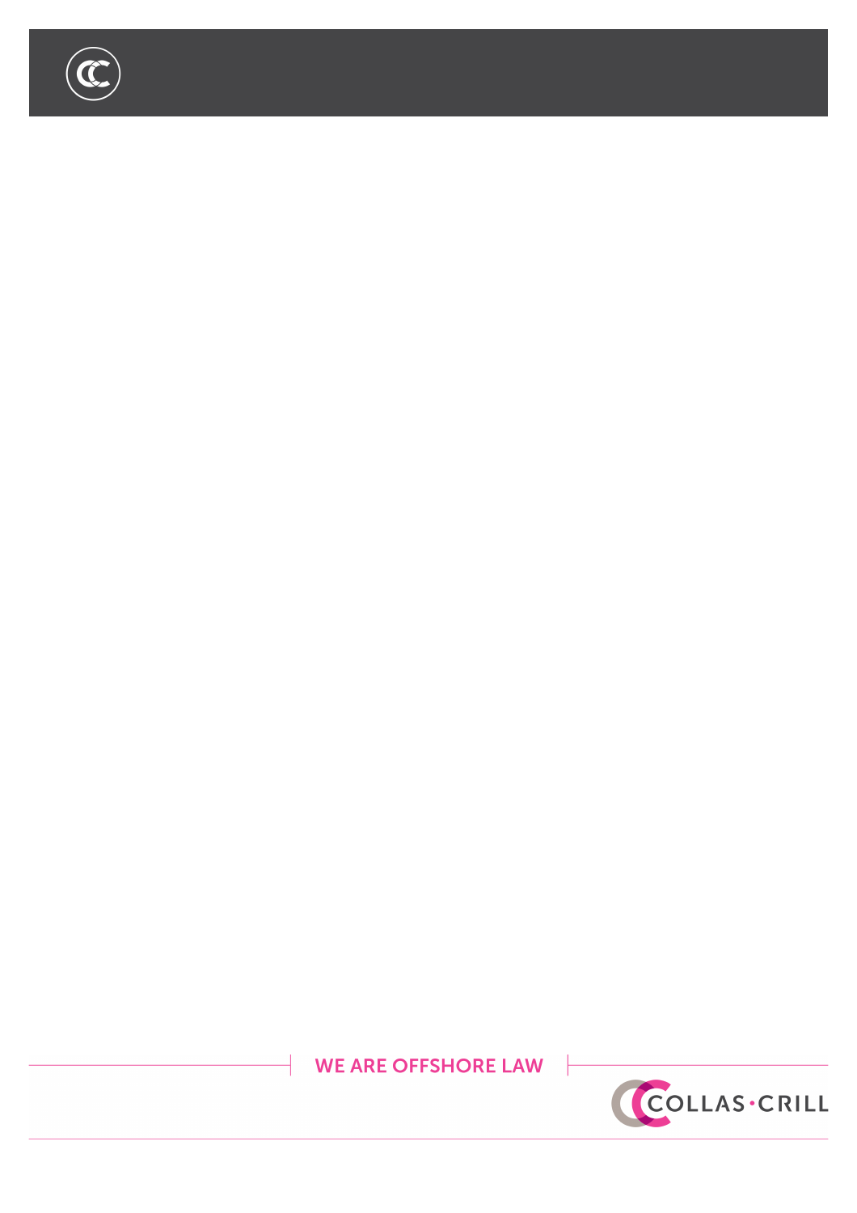WE ARE OFFSHORE LAW